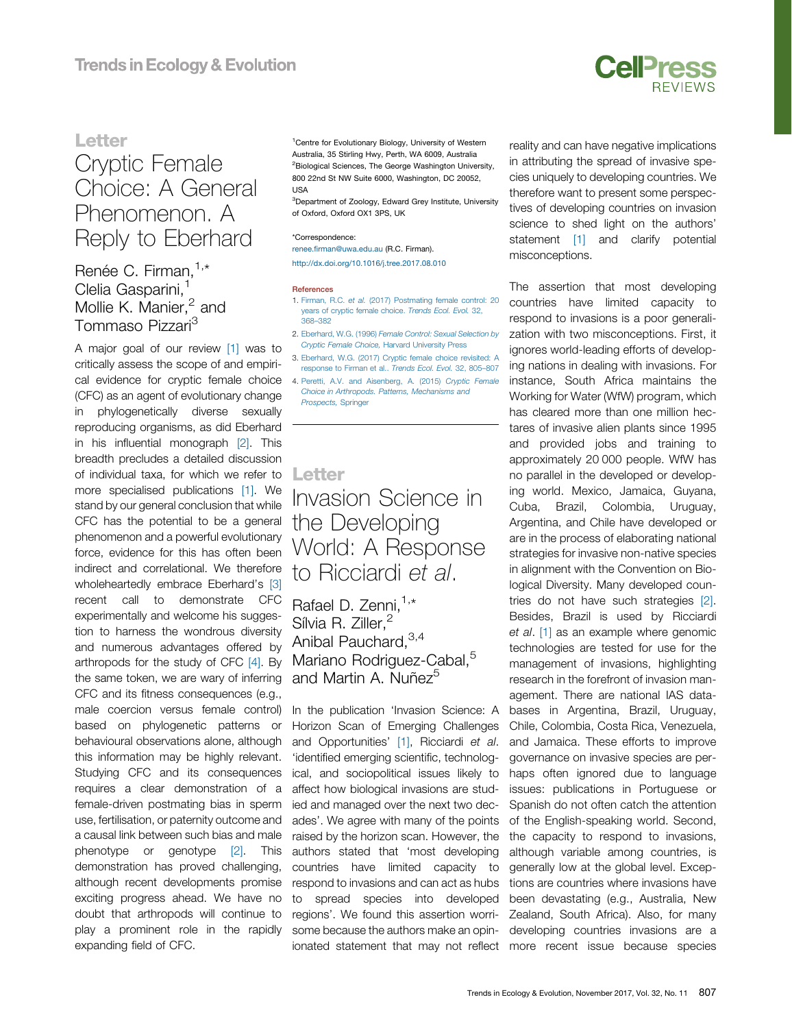## Letter

# Cryptic Female Choice: A General Phenomenon. A Reply to Eberhard

Renée C. Firman,[1,*] Clelia Gasparini,[1] Mollie K. Manier,[2] and Tommaso Pizzari[3]

A major goal of our review [1] was to critically assess the scope of and empirical evidence for cryptic female choice (CFC) as an agent of evolutionary change in phylogenetically diverse sexually reproducing organisms, as did Eberhard in his influential monograph [2]. This breadth precludes a detailed discussion of individual taxa, for which we refer to more specialised publications [1]. We stand by our general conclusion that while CFC has the potential to be a general phenomenon and a powerful evolutionary force, evidence for this has often been indirect and correlational. We therefore wholeheartedly embrace Eberhard's [3] recent call to demonstrate CFC experimentally and welcome his suggestion to harness the wondrous diversity and numerous advantages offered by arthropods for the study of CFC [4]. By the same token, we are wary of inferring CFC and its fitness consequences (e.g., male coercion versus female control) based on phylogenetic patterns or behavioural observations alone, although this information may be highly relevant. Studying CFC and its consequences requires a clear demonstration of a female-driven postmating bias in sperm use, fertilisation, or paternity outcome and a causal link between such bias and male phenotype or genotype [2]. This demonstration has proved challenging, although recent developments promise exciting progress ahead. We have no doubt that arthropods will continue to play a prominent role in the rapidly expanding field of CFC.

[1]Centre for Evolutionary Biology, University of Western Australia, 35 Stirling Hwy, Perth, WA 6009, Australia

[2]Biological Sciences, The George Washington University, 800 22nd St NW Suite 6000, Washington, DC 20052, USA

[3]Department of Zoology, Edward Grey Institute, University of Oxford, Oxford OX1 3PS, UK

*Correspondence: renee.firman@uwa.edu.au (R.C. Firman).

http://dx.doi.org/10.1016/j.tree.2017.08.010

### References

1. Firman, R.C. *et al.* (2017) Postmating female control: 20 years of cryptic female choice. *Trends Ecol. Evol.* 32, 368–382
2. Eberhard, W.G. (1996) *Female Control: Sexual Selection by Cryptic Female Choice*, Harvard University Press
3. Eberhard, W.G. (2017) Cryptic female choice revisited: A response to Firman et al.. *Trends Ecol. Evol.* 32, 805–807
4. Peretti, A.V. and Aisenberg, A. (2015) *Cryptic Female Choice in Arthropods. Patterns, Mechanisms and Prospects*, Springer

## Letter

# Invasion Science in the Developing World: A Response to Ricciardi *et al.*

Rafael D. Zenni,[1,*] Sílvia R. Ziller,[2] Anibal Pauchard,[3,4] Mariano Rodriguez-Cabal,[5] and Martin A. Nuñez[5]

In the publication 'Invasion Science: A Horizon Scan of Emerging Challenges and Opportunities' [1], Ricciardi *et al.* 'identified emerging scientific, technological, and sociopolitical issues likely to affect how biological invasions are studied and managed over the next two decades'. We agree with many of the points raised by the horizon scan. However, the authors stated that 'most developing countries have limited capacity to respond to invasions and can act as hubs to spread species into developed regions'. We found this assertion worrisome because the authors make an opinionated statement that may not reflect reality and can have negative implications in attributing the spread of invasive species uniquely to developing countries. We therefore want to present some perspectives of developing countries on invasion science to shed light on the authors' statement [1] and clarify potential misconceptions.

The assertion that most developing countries have limited capacity to respond to invasions is a poor generalization with two misconceptions. First, it ignores world-leading efforts of developing nations in dealing with invasions. For instance, South Africa maintains the Working for Water (WfW) program, which has cleared more than one million hectares of invasive alien plants since 1995 and provided jobs and training to approximately 20 000 people. WfW has no parallel in the developed or developing world. Mexico, Jamaica, Guyana, Cuba, Brazil, Colombia, Uruguay, Argentina, and Chile have developed or are in the process of elaborating national strategies for invasive non-native species in alignment with the Convention on Biological Diversity. Many developed countries do not have such strategies [2]. Besides, Brazil is used by Ricciardi *et al.* [1] as an example where genomic technologies are tested for use for the management of invasions, highlighting research in the forefront of invasion management. There are national IAS databases in Argentina, Brazil, Uruguay, Chile, Colombia, Costa Rica, Venezuela, and Jamaica. These efforts to improve governance on invasive species are perhaps often ignored due to language issues: publications in Portuguese or Spanish do not often catch the attention of the English-speaking world. Second, the capacity to respond to invasions, although variable among countries, is generally low at the global level. Exceptions are countries where invasions have been devastating (e.g., Australia, New Zealand, South Africa). Also, for many developing countries invasions are a more recent issue because species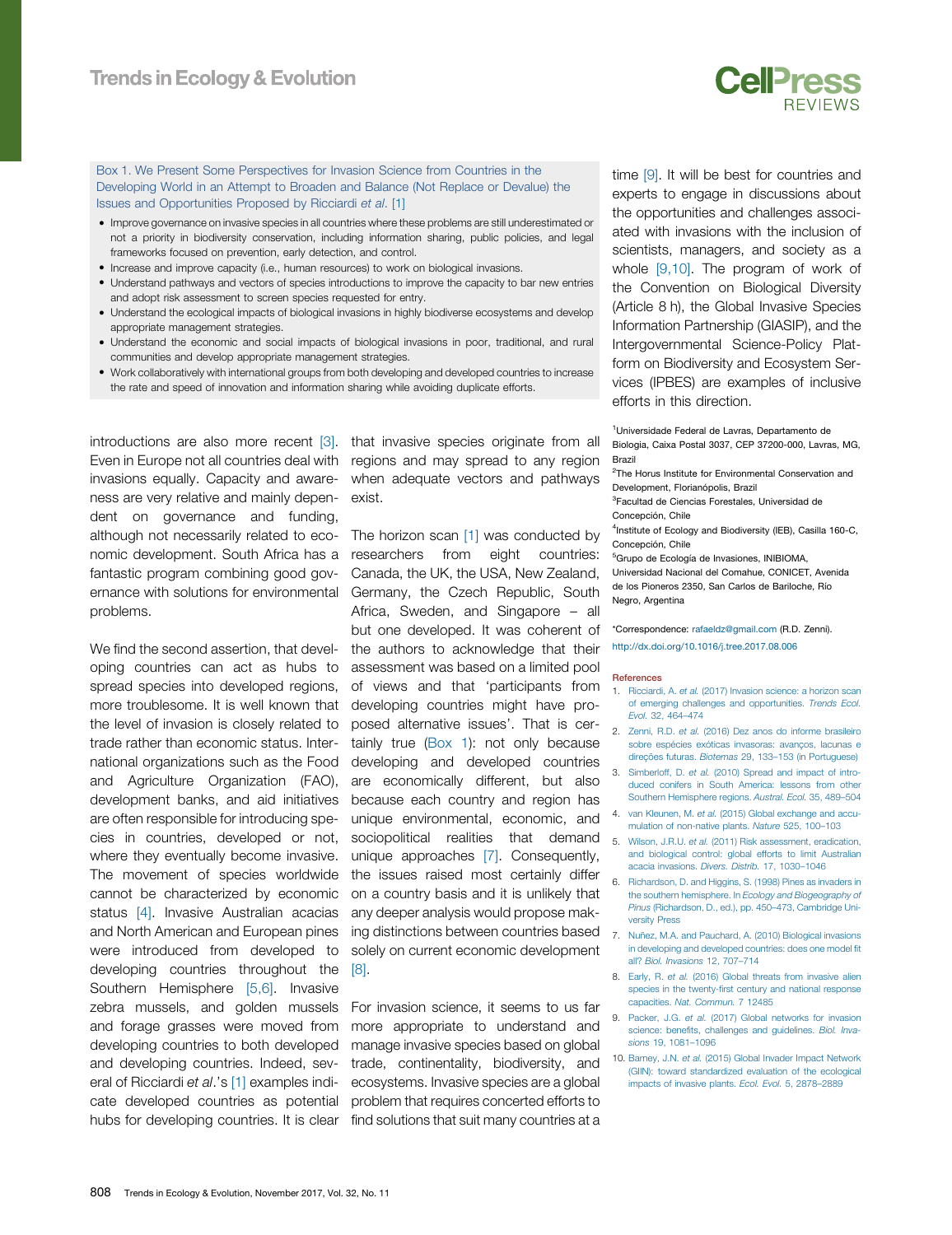Box 1. We Present Some Perspectives for Invasion Science from Countries in the Developing World in an Attempt to Broaden and Balance (Not Replace or Devalue) the Issues and Opportunities Proposed by Ricciardi *et al*. [1]

- Improve governance on invasive species in all countries where these problems are still underestimated or not a priority in biodiversity conservation, including information sharing, public policies, and legal frameworks focused on prevention, early detection, and control.
- Increase and improve capacity (i.e., human resources) to work on biological invasions.
- Understand pathways and vectors of species introductions to improve the capacity to bar new entries and adopt risk assessment to screen species requested for entry.
- Understand the ecological impacts of biological invasions in highly biodiverse ecosystems and develop appropriate management strategies.
- Understand the economic and social impacts of biological invasions in poor, traditional, and rural communities and develop appropriate management strategies.
- Work collaboratively with international groups from both developing and developed countries to increase the rate and speed of innovation and information sharing while avoiding duplicate efforts.

introductions are also more recent [3]. Even in Europe not all countries deal with invasions equally. Capacity and awareness are very relative and mainly dependent on governance and funding, although not necessarily related to economic development. South Africa has a fantastic program combining good governance with solutions for environmental problems.

We find the second assertion, that developing countries can act as hubs to spread species into developed regions, more troublesome. It is well known that the level of invasion is closely related to trade rather than economic status. International organizations such as the Food and Agriculture Organization (FAO), development banks, and aid initiatives are often responsible for introducing species in countries, developed or not, where they eventually become invasive. The movement of species worldwide cannot be characterized by economic status [4]. Invasive Australian acacias and North American and European pines were introduced from developed to developing countries throughout the Southern Hemisphere [5,6]. Invasive zebra mussels, and golden mussels and forage grasses were moved from developing countries to both developed and developing countries. Indeed, several of Ricciardi *et al*.'s [1] examples indicate developed countries as potential hubs for developing countries. It is clear that invasive species originate from all regions and may spread to any region when adequate vectors and pathways exist.

The horizon scan [1] was conducted by researchers from eight countries: Canada, the UK, the USA, New Zealand, Germany, the Czech Republic, South Africa, Sweden, and Singapore – all but one developed. It was coherent of the authors to acknowledge that their assessment was based on a limited pool of views and that 'participants from developing countries might have proposed alternative issues'. That is certainly true (Box 1): not only because developing and developed countries are economically different, but also because each country and region has unique environmental, economic, and sociopolitical realities that demand unique approaches [7]. Consequently, the issues raised most certainly differ on a country basis and it is unlikely that any deeper analysis would propose making distinctions between countries based solely on current economic development [8].

For invasion science, it seems to us far more appropriate to understand and manage invasive species based on global trade, continentality, biodiversity, and ecosystems. Invasive species are a global problem that requires concerted efforts to find solutions that suit many countries at a time [9]. It will be best for countries and experts to engage in discussions about the opportunities and challenges associated with invasions with the inclusion of scientists, managers, and society as a whole [9,10]. The program of work of the Convention on Biological Diversity (Article 8 h), the Global Invasive Species Information Partnership (GIASIP), and the Intergovernmental Science-Policy Platform on Biodiversity and Ecosystem Services (IPBES) are examples of inclusive efforts in this direction.

[1]Universidade Federal de Lavras, Departamento de Biologia, Caixa Postal 3037, CEP 37200-000, Lavras, MG, Brazil

[2]The Horus Institute for Environmental Conservation and Development, Florianópolis, Brazil

[3]Facultad de Ciencias Forestales, Universidad de Concepción, Chile

[4]Institute of Ecology and Biodiversity (IEB), Casilla 160-C, Concepción, Chile

[5]Grupo de Ecología de Invasiones, INIBIOMA, Universidad Nacional del Comahue, CONICET, Avenida de los Pioneros 2350, San Carlos de Bariloche, Río Negro, Argentina

*Correspondence: rafaeldz@gmail.com (R.D. Zenni).

http://dx.doi.org/10.1016/j.tree.2017.08.006

## References

1. Ricciardi, A. *et al.* (2017) Invasion science: a horizon scan of emerging challenges and opportunities. *Trends Ecol. Evol.* 32, 464–474
2. Zenni, R.D. *et al.* (2016) Dez anos do informe brasileiro sobre espécies exóticas invasoras: avanços, lacunas e direções futuras. *Biotemas* 29, 133–153 (in Portuguese)
3. Simberloff, D. *et al.* (2010) Spread and impact of introduced conifers in South America: lessons from other Southern Hemisphere regions. *Austral. Ecol.* 35, 489–504
4. van Kleunen, M. *et al.* (2015) Global exchange and accumulation of non-native plants. *Nature* 525, 100–103
5. Wilson, J.R.U. *et al.* (2011) Risk assessment, eradication, and biological control: global efforts to limit Australian acacia invasions. *Divers. Distrib.* 17, 1030–1046
6. Richardson, D. and Higgins, S. (1998) Pines as invaders in the southern hemisphere. In *Ecology and Biogeography of Pinus* (Richardson, D., ed.), pp. 450–473, Cambridge University Press
7. Nuñez, M.A. and Pauchard, A. (2010) Biological invasions in developing and developed countries: does one model fit all? *Biol. Invasions* 12, 707–714
8. Early, R. *et al.* (2016) Global threats from invasive alien species in the twenty-first century and national response capacities. *Nat. Commun.* 7 12485
9. Packer, J.G. *et al.* (2017) Global networks for invasion science: benefits, challenges and guidelines. *Biol. Invasions* 19, 1081–1096
10. Barney, J.N. *et al.* (2015) Global Invader Impact Network (GIIN): toward standardized evaluation of the ecological impacts of invasive plants. *Ecol. Evol.* 5, 2878–2889